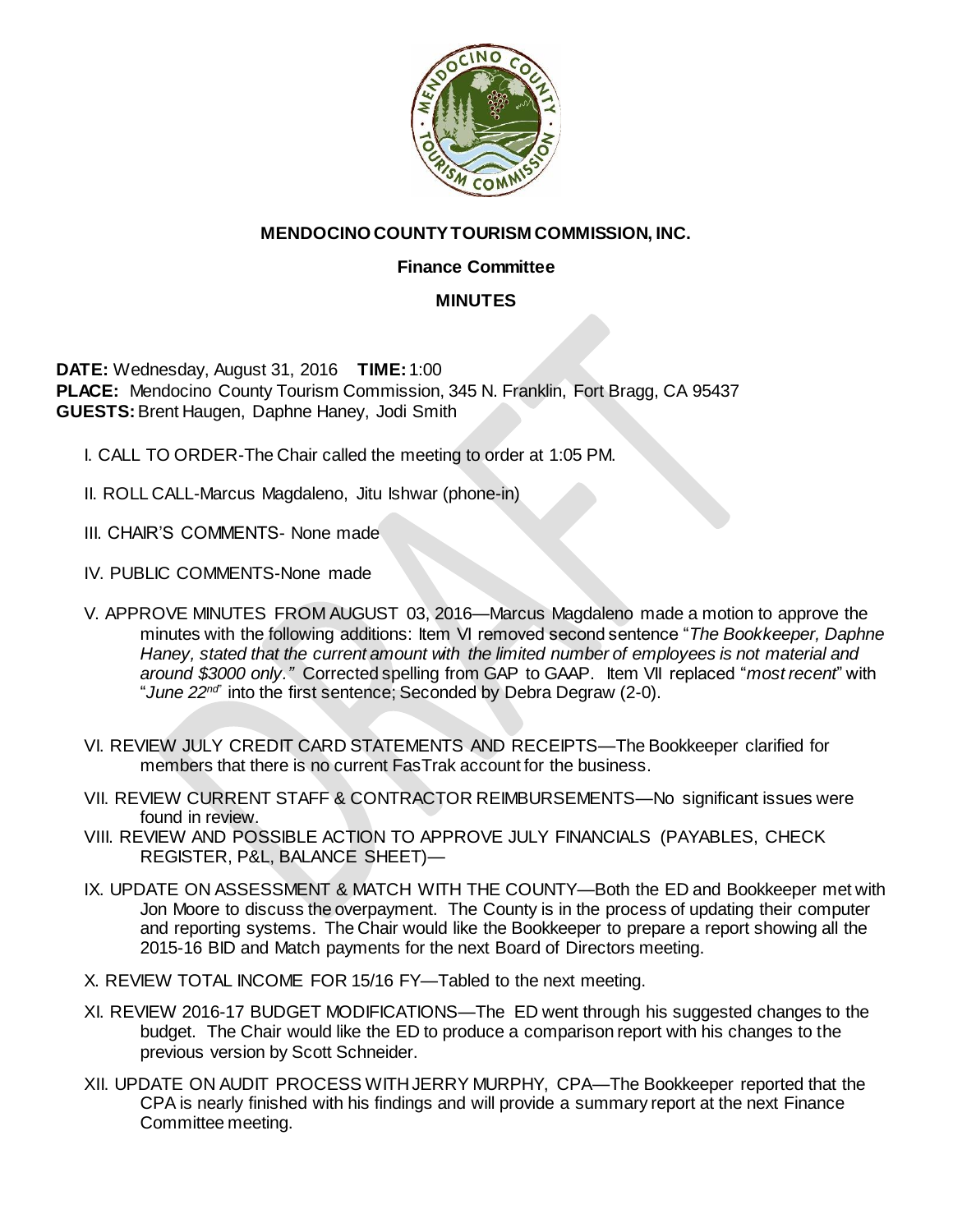# MENDOCINO COUNTY TOURISM COMMISSION, INC.

## Finance Committee

## MINUTES

**DATE:** Wednesday, August 31, 2016 **TIME:** 1:00
**PLACE:** Mendocino County Tourism Commission, 345 N. Franklin, Fort Bragg, CA 95437
**GUESTS:** Brent Haugen, Daphne Haney, Jodi Smith

I. CALL TO ORDER-The Chair called the meeting to order at 1:05 PM.

II. ROLL CALL-Marcus Magdaleno, Jitu Ishwar (phone-in)

III. CHAIR'S COMMENTS- None made

IV. PUBLIC COMMENTS-None made

V. APPROVE MINUTES FROM AUGUST 03, 2016—Marcus Magdaleno made a motion to approve the minutes with the following additions: Item VI removed second sentence "*The Bookkeeper, Daphne Haney, stated that the current amount with the limited number of employees is not material and around $3000 only.*" Corrected spelling from GAP to GAAP. Item VII replaced "*most recent*" with "*June 22nd*" into the first sentence; Seconded by Debra Degraw (2-0).

VI. REVIEW JULY CREDIT CARD STATEMENTS AND RECEIPTS—The Bookkeeper clarified for members that there is no current FasTrak account for the business.

VII. REVIEW CURRENT STAFF & CONTRACTOR REIMBURSEMENTS—No significant issues were found in review.

VIII. REVIEW AND POSSIBLE ACTION TO APPROVE JULY FINANCIALS (PAYABLES, CHECK REGISTER, P&L, BALANCE SHEET)—

IX. UPDATE ON ASSESSMENT & MATCH WITH THE COUNTY—Both the ED and Bookkeeper met with Jon Moore to discuss the overpayment. The County is in the process of updating their computer and reporting systems. The Chair would like the Bookkeeper to prepare a report showing all the 2015-16 BID and Match payments for the next Board of Directors meeting.

X. REVIEW TOTAL INCOME FOR 15/16 FY—Tabled to the next meeting.

XI. REVIEW 2016-17 BUDGET MODIFICATIONS—The ED went through his suggested changes to the budget. The Chair would like the ED to produce a comparison report with his changes to the previous version by Scott Schneider.

XII. UPDATE ON AUDIT PROCESS WITH JERRY MURPHY, CPA—The Bookkeeper reported that the CPA is nearly finished with his findings and will provide a summary report at the next Finance Committee meeting.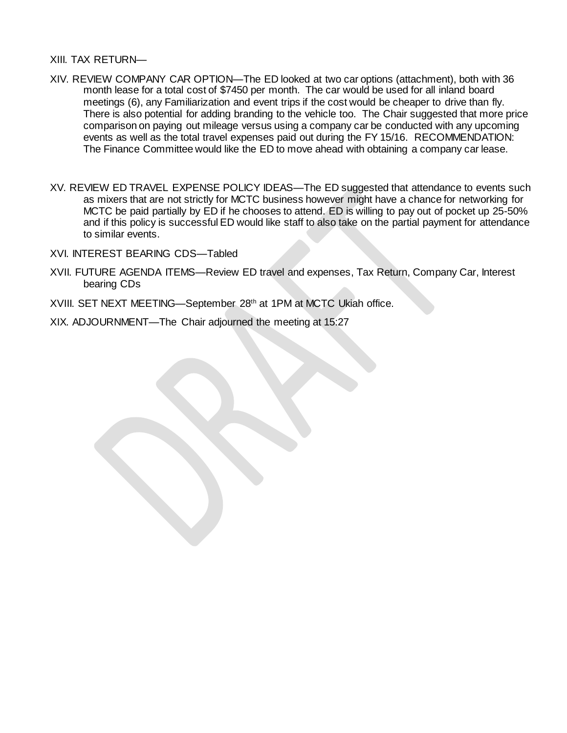XIII. TAX RETURN—

XIV. REVIEW COMPANY CAR OPTION—The ED looked at two car options (attachment), both with 36 month lease for a total cost of $7450 per month. The car would be used for all inland board meetings (6), any Familiarization and event trips if the cost would be cheaper to drive than fly. There is also potential for adding branding to the vehicle too. The Chair suggested that more price comparison on paying out mileage versus using a company car be conducted with any upcoming events as well as the total travel expenses paid out during the FY 15/16. RECOMMENDATION: The Finance Committee would like the ED to move ahead with obtaining a company car lease.

XV. REVIEW ED TRAVEL EXPENSE POLICY IDEAS—The ED suggested that attendance to events such as mixers that are not strictly for MCTC business however might have a chance for networking for MCTC be paid partially by ED if he chooses to attend. ED is willing to pay out of pocket up 25-50% and if this policy is successful ED would like staff to also take on the partial payment for attendance to similar events.

XVI. INTEREST BEARING CDS—Tabled

XVII. FUTURE AGENDA ITEMS—Review ED travel and expenses, Tax Return, Company Car, Interest bearing CDs

XVIII. SET NEXT MEETING—September 28th at 1PM at MCTC Ukiah office.

XIX. ADJOURNMENT—The Chair adjourned the meeting at 15:27